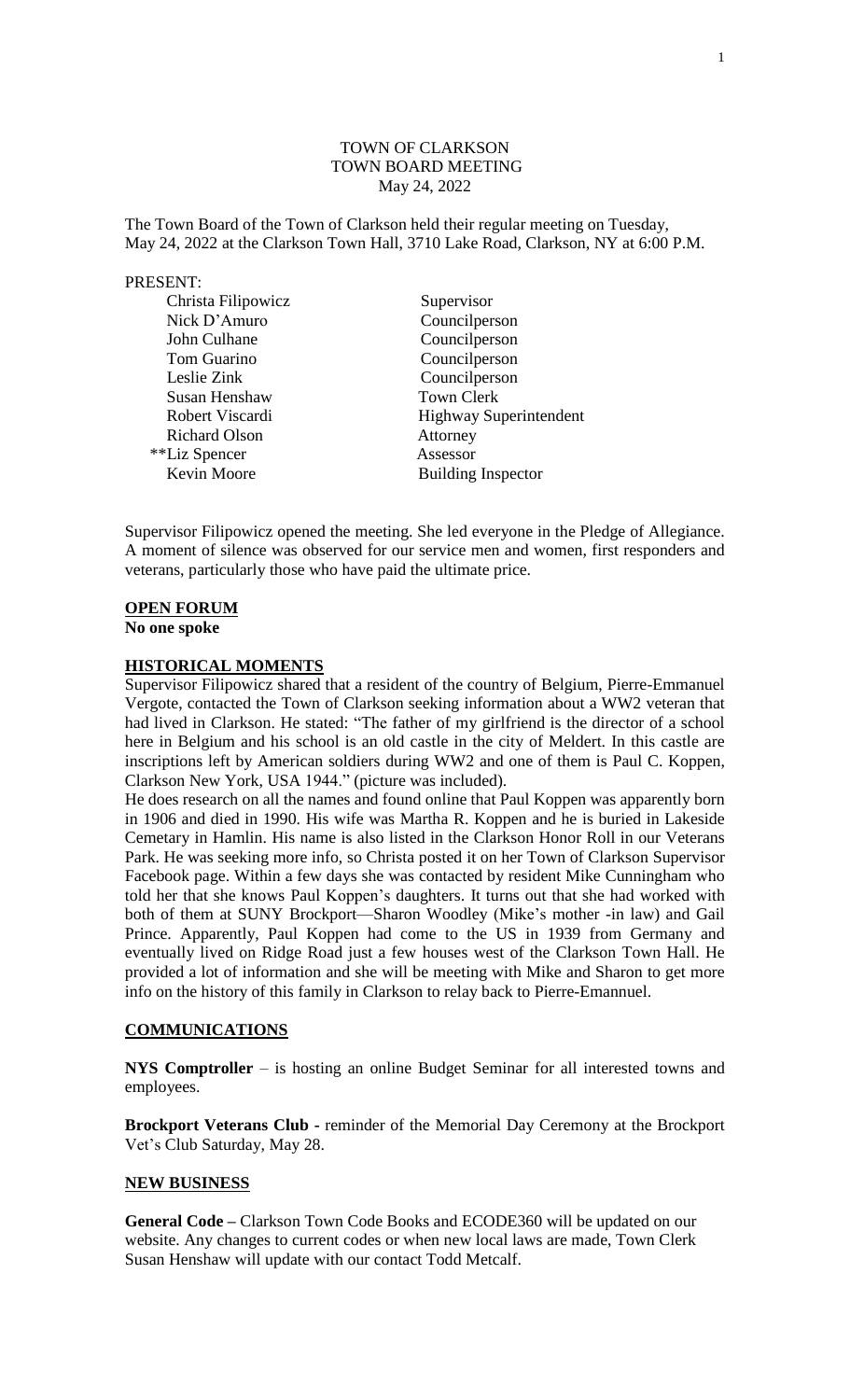# TOWN OF CLARKSON
## TOWN BOARD MEETING
### May 24, 2022

The Town Board of the Town of Clarkson held their regular meeting on Tuesday, May 24, 2022 at the Clarkson Town Hall, 3710 Lake Road, Clarkson, NY at 6:00 P.M.

PRESENT:

| | |
|---|---|
| Christa Filipowicz | Supervisor |
| Nick D'Amuro | Councilperson |
| John Culhane | Councilperson |
| Tom Guarino | Councilperson |
| Leslie Zink | Councilperson |
| Susan Henshaw | Town Clerk |
| Robert Viscardi | Highway Superintendent |
| Richard Olson | Attorney |
| **Liz Spencer | Assessor |
| Kevin Moore | Building Inspector |

Supervisor Filipowicz opened the meeting. She led everyone in the Pledge of Allegiance. A moment of silence was observed for our service men and women, first responders and veterans, particularly those who have paid the ultimate price.

**OPEN FORUM**

**No one spoke**

**HISTORICAL MOMENTS**

Supervisor Filipowicz shared that a resident of the country of Belgium, Pierre-Emmanuel Vergote, contacted the Town of Clarkson seeking information about a WW2 veteran that had lived in Clarkson. He stated: "The father of my girlfriend is the director of a school here in Belgium and his school is an old castle in the city of Meldert. In this castle are inscriptions left by American soldiers during WW2 and one of them is Paul C. Koppen, Clarkson New York, USA 1944." (picture was included).

He does research on all the names and found online that Paul Koppen was apparently born in 1906 and died in 1990. His wife was Martha R. Koppen and he is buried in Lakeside Cemetary in Hamlin. His name is also listed in the Clarkson Honor Roll in our Veterans Park. He was seeking more info, so Christa posted it on her Town of Clarkson Supervisor Facebook page. Within a few days she was contacted by resident Mike Cunningham who told her that she knows Paul Koppen's daughters. It turns out that she had worked with both of them at SUNY Brockport—Sharon Woodley (Mike's mother -in law) and Gail Prince. Apparently, Paul Koppen had come to the US in 1939 from Germany and eventually lived on Ridge Road just a few houses west of the Clarkson Town Hall. He provided a lot of information and she will be meeting with Mike and Sharon to get more info on the history of this family in Clarkson to relay back to Pierre-Emannuel.

**COMMUNICATIONS**

**NYS Comptroller** – is hosting an online Budget Seminar for all interested towns and employees.

**Brockport Veterans Club** - reminder of the Memorial Day Ceremony at the Brockport Vet's Club Saturday, May 28.

**NEW BUSINESS**

**General Code –** Clarkson Town Code Books and ECODE360 will be updated on our website. Any changes to current codes or when new local laws are made, Town Clerk Susan Henshaw will update with our contact Todd Metcalf.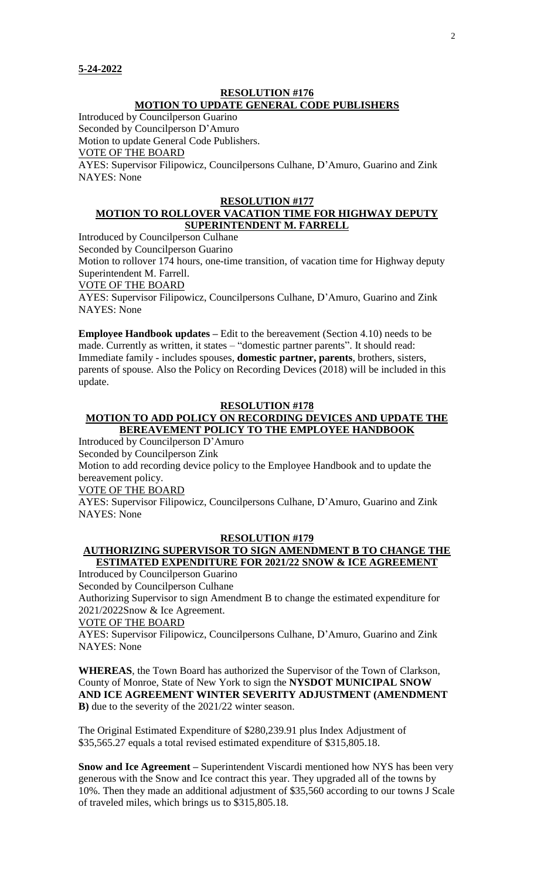**5-24-2022**

**RESOLUTION #176**
**MOTION TO UPDATE GENERAL CODE PUBLISHERS**

Introduced by Councilperson Guarino
Seconded by Councilperson D'Amuro
Motion to update General Code Publishers.
VOTE OF THE BOARD
AYES: Supervisor Filipowicz, Councilpersons Culhane, D'Amuro, Guarino and Zink
NAYES: None

**RESOLUTION #177**
**MOTION TO ROLLOVER VACATION TIME FOR HIGHWAY DEPUTY SUPERINTENDENT M. FARRELL**

Introduced by Councilperson Culhane
Seconded by Councilperson Guarino
Motion to rollover 174 hours, one-time transition, of vacation time for Highway deputy Superintendent M. Farrell.
VOTE OF THE BOARD
AYES: Supervisor Filipowicz, Councilpersons Culhane, D'Amuro, Guarino and Zink
NAYES: None

**Employee Handbook updates –** Edit to the bereavement (Section 4.10) needs to be made. Currently as written, it states – "domestic partner parents". It should read: Immediate family - includes spouses, **domestic partner, parents**, brothers, sisters, parents of spouse. Also the Policy on Recording Devices (2018) will be included in this update.

**RESOLUTION #178**
**MOTION TO ADD POLICY ON RECORDING DEVICES AND UPDATE THE BEREAVEMENT POLICY TO THE EMPLOYEE HANDBOOK**

Introduced by Councilperson D'Amuro
Seconded by Councilperson Zink
Motion to add recording device policy to the Employee Handbook and to update the bereavement policy.
VOTE OF THE BOARD
AYES: Supervisor Filipowicz, Councilpersons Culhane, D'Amuro, Guarino and Zink
NAYES: None

**RESOLUTION #179**
**AUTHORIZING SUPERVISOR TO SIGN AMENDMENT B TO CHANGE THE ESTIMATED EXPENDITURE FOR 2021/22 SNOW & ICE AGREEMENT**

Introduced by Councilperson Guarino
Seconded by Councilperson Culhane
Authorizing Supervisor to sign Amendment B to change the estimated expenditure for 2021/2022Snow & Ice Agreement.
VOTE OF THE BOARD
AYES: Supervisor Filipowicz, Councilpersons Culhane, D'Amuro, Guarino and Zink
NAYES: None

**WHEREAS**, the Town Board has authorized the Supervisor of the Town of Clarkson, County of Monroe, State of New York to sign the **NYSDOT MUNICIPAL SNOW AND ICE AGREEMENT WINTER SEVERITY ADJUSTMENT (AMENDMENT B)** due to the severity of the 2021/22 winter season.

The Original Estimated Expenditure of $280,239.91 plus Index Adjustment of $35,565.27 equals a total revised estimated expenditure of $315,805.18.

**Snow and Ice Agreement –** Superintendent Viscardi mentioned how NYS has been very generous with the Snow and Ice contract this year. They upgraded all of the towns by 10%. Then they made an additional adjustment of $35,560 according to our towns J Scale of traveled miles, which brings us to $315,805.18.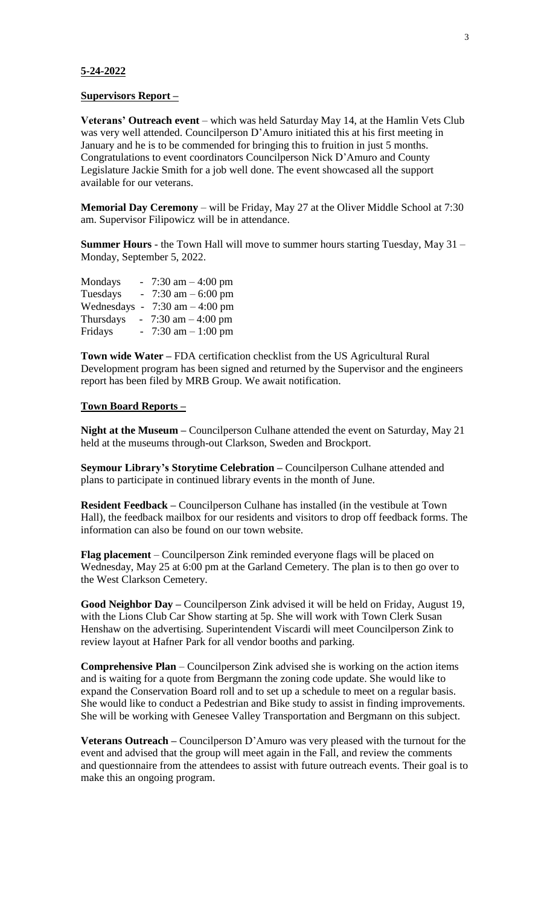**5-24-2022**

**Supervisors Report –**

**Veterans' Outreach event** – which was held Saturday May 14, at the Hamlin Vets Club was very well attended. Councilperson D'Amuro initiated this at his first meeting in January and he is to be commended for bringing this to fruition in just 5 months. Congratulations to event coordinators Councilperson Nick D'Amuro and County Legislature Jackie Smith for a job well done. The event showcased all the support available for our veterans.

**Memorial Day Ceremony** – will be Friday, May 27 at the Oliver Middle School at 7:30 am. Supervisor Filipowicz will be in attendance.

**Summer Hours** - the Town Hall will move to summer hours starting Tuesday, May 31 – Monday, September 5, 2022.

| | |
|---|---|
| Mondays | - 7:30 am – 4:00 pm |
| Tuesdays | - 7:30 am – 6:00 pm |
| Wednesdays | - 7:30 am – 4:00 pm |
| Thursdays | - 7:30 am – 4:00 pm |
| Fridays | - 7:30 am – 1:00 pm |

**Town wide Water –** FDA certification checklist from the US Agricultural Rural Development program has been signed and returned by the Supervisor and the engineers report has been filed by MRB Group. We await notification.

**Town Board Reports –**

**Night at the Museum –** Councilperson Culhane attended the event on Saturday, May 21 held at the museums through-out Clarkson, Sweden and Brockport.

**Seymour Library's Storytime Celebration –** Councilperson Culhane attended and plans to participate in continued library events in the month of June.

**Resident Feedback –** Councilperson Culhane has installed (in the vestibule at Town Hall), the feedback mailbox for our residents and visitors to drop off feedback forms. The information can also be found on our town website.

**Flag placement** – Councilperson Zink reminded everyone flags will be placed on Wednesday, May 25 at 6:00 pm at the Garland Cemetery. The plan is to then go over to the West Clarkson Cemetery.

**Good Neighbor Day –** Councilperson Zink advised it will be held on Friday, August 19, with the Lions Club Car Show starting at 5p. She will work with Town Clerk Susan Henshaw on the advertising. Superintendent Viscardi will meet Councilperson Zink to review layout at Hafner Park for all vendor booths and parking.

**Comprehensive Plan** – Councilperson Zink advised she is working on the action items and is waiting for a quote from Bergmann the zoning code update. She would like to expand the Conservation Board roll and to set up a schedule to meet on a regular basis. She would like to conduct a Pedestrian and Bike study to assist in finding improvements. She will be working with Genesee Valley Transportation and Bergmann on this subject.

**Veterans Outreach –** Councilperson D'Amuro was very pleased with the turnout for the event and advised that the group will meet again in the Fall, and review the comments and questionnaire from the attendees to assist with future outreach events. Their goal is to make this an ongoing program.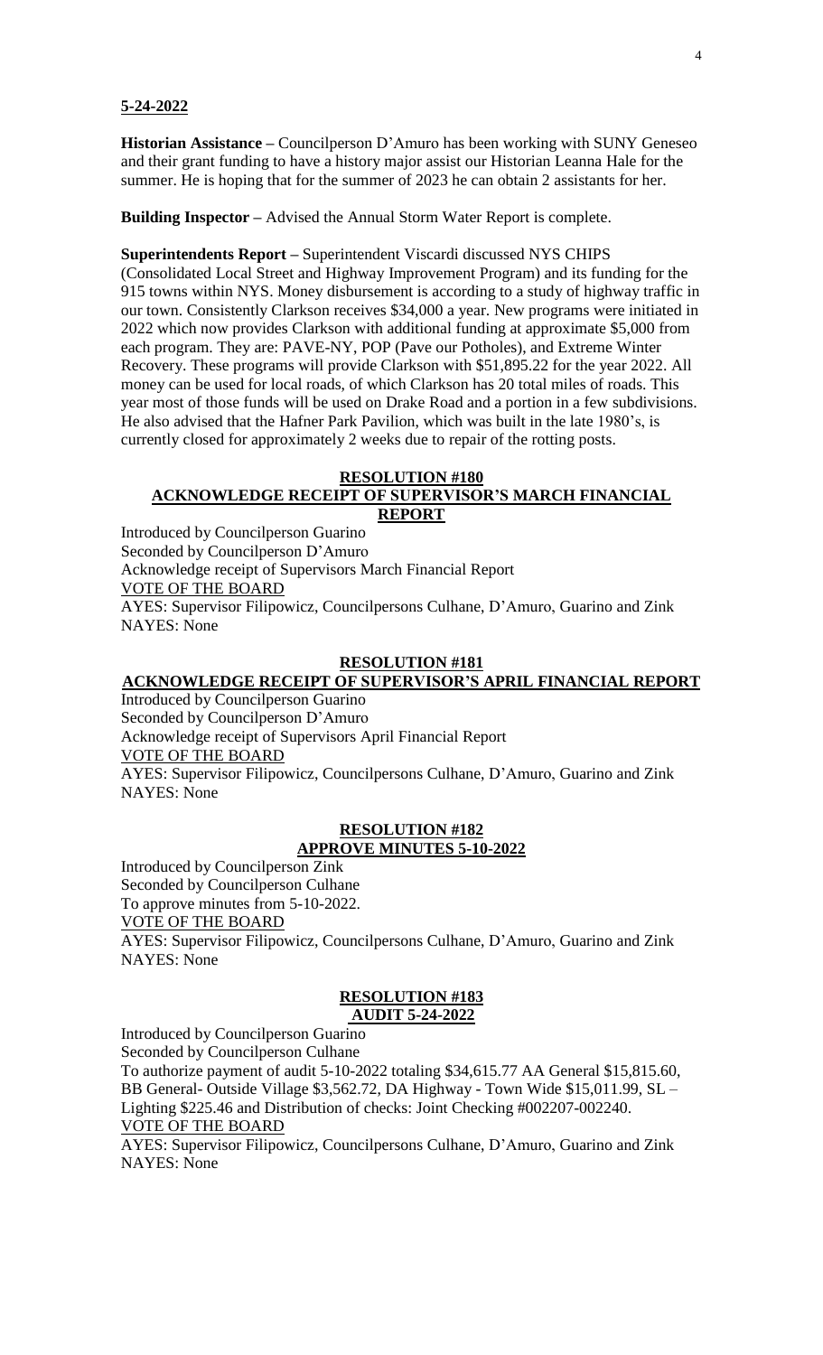**5-24-2022**

**Historian Assistance –** Councilperson D'Amuro has been working with SUNY Geneseo and their grant funding to have a history major assist our Historian Leanna Hale for the summer. He is hoping that for the summer of 2023 he can obtain 2 assistants for her.

**Building Inspector –** Advised the Annual Storm Water Report is complete.

**Superintendents Report –** Superintendent Viscardi discussed NYS CHIPS (Consolidated Local Street and Highway Improvement Program) and its funding for the 915 towns within NYS. Money disbursement is according to a study of highway traffic in our town. Consistently Clarkson receives $34,000 a year. New programs were initiated in 2022 which now provides Clarkson with additional funding at approximate $5,000 from each program. They are: PAVE-NY, POP (Pave our Potholes), and Extreme Winter Recovery. These programs will provide Clarkson with $51,895.22 for the year 2022. All money can be used for local roads, of which Clarkson has 20 total miles of roads. This year most of those funds will be used on Drake Road and a portion in a few subdivisions. He also advised that the Hafner Park Pavilion, which was built in the late 1980's, is currently closed for approximately 2 weeks due to repair of the rotting posts.

**RESOLUTION #180**
**ACKNOWLEDGE RECEIPT OF SUPERVISOR'S MARCH FINANCIAL REPORT**

Introduced by Councilperson Guarino
Seconded by Councilperson D'Amuro
Acknowledge receipt of Supervisors March Financial Report
VOTE OF THE BOARD
AYES: Supervisor Filipowicz, Councilpersons Culhane, D'Amuro, Guarino and Zink
NAYES: None

**RESOLUTION #181**
**ACKNOWLEDGE RECEIPT OF SUPERVISOR'S APRIL FINANCIAL REPORT**

Introduced by Councilperson Guarino
Seconded by Councilperson D'Amuro
Acknowledge receipt of Supervisors April Financial Report
VOTE OF THE BOARD
AYES: Supervisor Filipowicz, Councilpersons Culhane, D'Amuro, Guarino and Zink
NAYES: None

**RESOLUTION #182**
**APPROVE MINUTES 5-10-2022**

Introduced by Councilperson Zink
Seconded by Councilperson Culhane
To approve minutes from 5-10-2022.
VOTE OF THE BOARD
AYES: Supervisor Filipowicz, Councilpersons Culhane, D'Amuro, Guarino and Zink
NAYES: None

**RESOLUTION #183**
**AUDIT 5-24-2022**

Introduced by Councilperson Guarino
Seconded by Councilperson Culhane
To authorize payment of audit 5-10-2022 totaling $34,615.77 AA General $15,815.60, BB General- Outside Village $3,562.72, DA Highway - Town Wide $15,011.99, SL – Lighting $225.46 and Distribution of checks: Joint Checking #002207-002240.
VOTE OF THE BOARD
AYES: Supervisor Filipowicz, Councilpersons Culhane, D'Amuro, Guarino and Zink
NAYES: None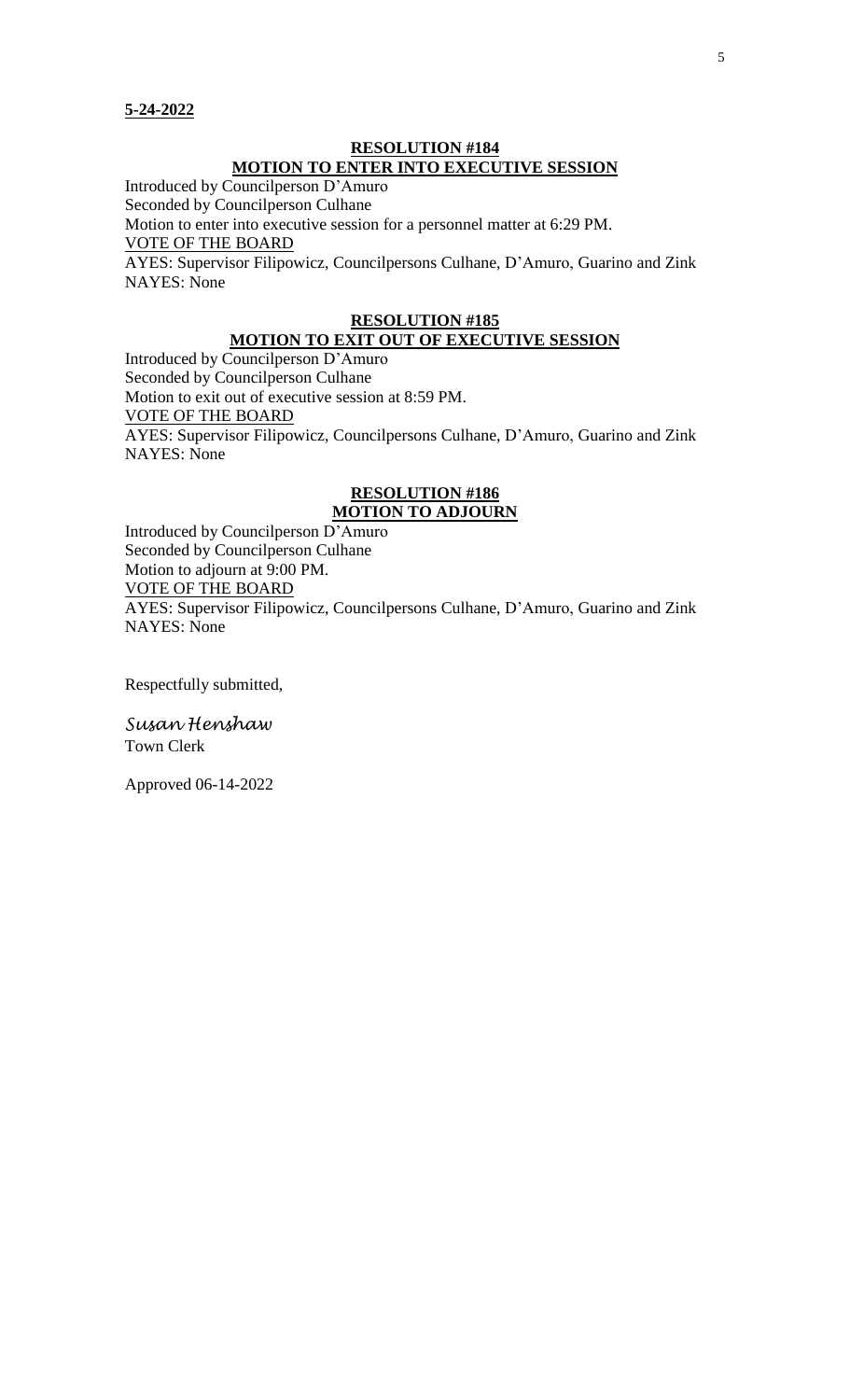**5-24-2022**

**RESOLUTION #184**
**MOTION TO ENTER INTO EXECUTIVE SESSION**

Introduced by Councilperson D'Amuro
Seconded by Councilperson Culhane
Motion to enter into executive session for a personnel matter at 6:29 PM.
VOTE OF THE BOARD
AYES: Supervisor Filipowicz, Councilpersons Culhane, D'Amuro, Guarino and Zink
NAYES: None

**RESOLUTION #185**
**MOTION TO EXIT OUT OF EXECUTIVE SESSION**

Introduced by Councilperson D'Amuro
Seconded by Councilperson Culhane
Motion to exit out of executive session at 8:59 PM.
VOTE OF THE BOARD
AYES: Supervisor Filipowicz, Councilpersons Culhane, D'Amuro, Guarino and Zink
NAYES: None

**RESOLUTION #186**
**MOTION TO ADJOURN**

Introduced by Councilperson D'Amuro
Seconded by Councilperson Culhane
Motion to adjourn at 9:00 PM.
VOTE OF THE BOARD
AYES: Supervisor Filipowicz, Councilpersons Culhane, D'Amuro, Guarino and Zink
NAYES: None

Respectfully submitted,

*Susan Henshaw*
Town Clerk

Approved 06-14-2022